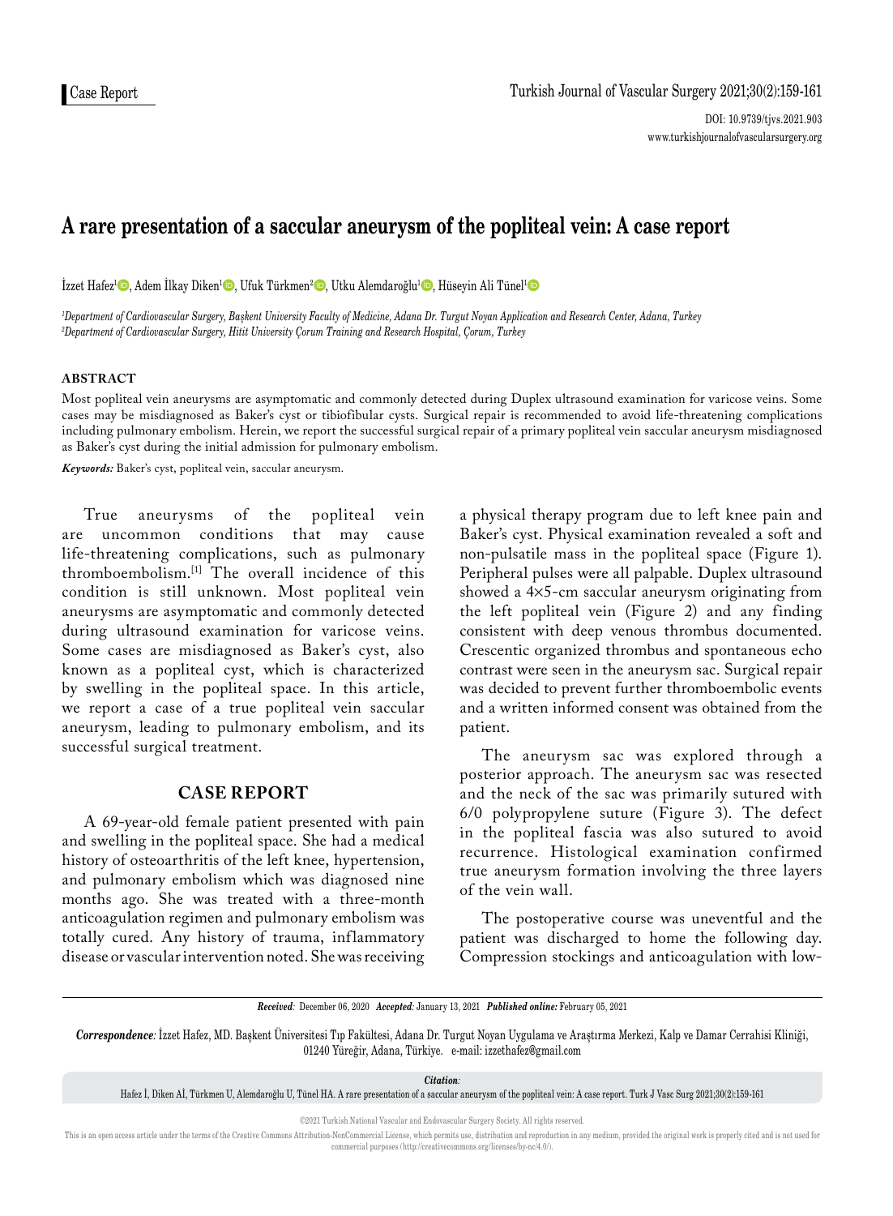Case Report

# A rare presentation of a saccular aneurysm of the popliteal vein: A case report

İzzet Hafez[1], Adem İlkay Diken[1], Ufuk Türkmen[2], Utku Alemdaroğlu[1], Hüseyin Ali Tünel[1]

*[1]Department of Cardiovascular Surgery, Başkent University Faculty of Medicine, Adana Dr. Turgut Noyan Application and Research Center, Adana, Turkey*
*[2]Department of Cardiovascular Surgery, Hitit University Çorum Training and Research Hospital, Çorum, Turkey*

## ABSTRACT

Most popliteal vein aneurysms are asymptomatic and commonly detected during Duplex ultrasound examination for varicose veins. Some cases may be misdiagnosed as Baker's cyst or tibiofibular cysts. Surgical repair is recommended to avoid life-threatening complications including pulmonary embolism. Herein, we report the successful surgical repair of a primary popliteal vein saccular aneurysm misdiagnosed as Baker's cyst during the initial admission for pulmonary embolism.

***Keywords:*** Baker's cyst, popliteal vein, saccular aneurysm.

True aneurysms of the popliteal vein are uncommon conditions that may cause life-threatening complications, such as pulmonary thromboembolism.[1] The overall incidence of this condition is still unknown. Most popliteal vein aneurysms are asymptomatic and commonly detected during ultrasound examination for varicose veins. Some cases are misdiagnosed as Baker's cyst, also known as a popliteal cyst, which is characterized by swelling in the popliteal space. In this article, we report a case of a true popliteal vein saccular aneurysm, leading to pulmonary embolism, and its successful surgical treatment.

## CASE REPORT

A 69-year-old female patient presented with pain and swelling in the popliteal space. She had a medical history of osteoarthritis of the left knee, hypertension, and pulmonary embolism which was diagnosed nine months ago. She was treated with a three-month anticoagulation regimen and pulmonary embolism was totally cured. Any history of trauma, inflammatory disease or vascular intervention noted. She was receiving a physical therapy program due to left knee pain and Baker's cyst. Physical examination revealed a soft and non-pulsatile mass in the popliteal space (Figure 1). Peripheral pulses were all palpable. Duplex ultrasound showed a 4×5-cm saccular aneurysm originating from the left popliteal vein (Figure 2) and any finding consistent with deep venous thrombus documented. Crescentic organized thrombus and spontaneous echo contrast were seen in the aneurysm sac. Surgical repair was decided to prevent further thromboembolic events and a written informed consent was obtained from the patient.

The aneurysm sac was explored through a posterior approach. The aneurysm sac was resected and the neck of the sac was primarily sutured with 6/0 polypropylene suture (Figure 3). The defect in the popliteal fascia was also sutured to avoid recurrence. Histological examination confirmed true aneurysm formation involving the three layers of the vein wall.

The postoperative course was uneventful and the patient was discharged to home the following day. Compression stockings and anticoagulation with low-

*Received:* December 06, 2020 *Accepted:* January 13, 2021 *Published online:* February 05, 2021

*Correspondence:* İzzet Hafez, MD. Başkent Üniversitesi Tıp Fakültesi, Adana Dr. Turgut Noyan Uygulama ve Araştırma Merkezi, Kalp ve Damar Cerrahisi Kliniği, 01240 Yüreğir, Adana, Türkiye. e-mail: izzethafez@gmail.com

*Citation:*
Hafez İ, Diken Aİ, Türkmen U, Alemdaroğlu U, Tünel HA. A rare presentation of a saccular aneurysm of the popliteal vein: A case report. Turk J Vasc Surg 2021;30(2):159-161

©2021 Turkish National Vascular and Endovascular Surgery Society. All rights reserved.

This is an open access article under the terms of the Creative Commons Attribution-NonCommercial License, which permits use, distribution and reproduction in any medium, provided the original work is properly cited and is not used for commercial purposes (http://creativecommons.org/licenses/by-nc/4.0/).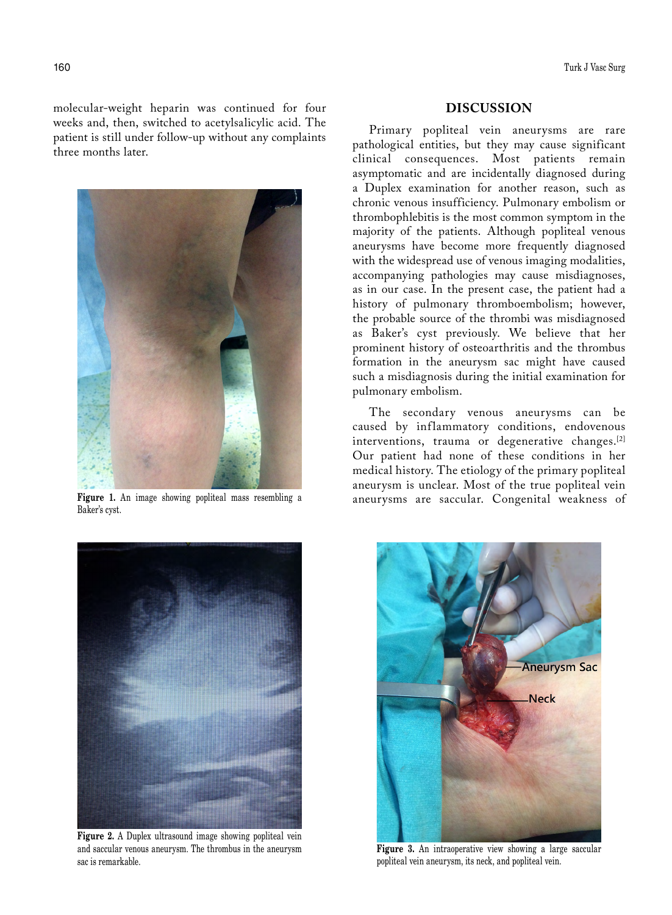molecular-weight heparin was continued for four weeks and, then, switched to acetylsalicylic acid. The patient is still under follow-up without any complaints three months later.

**Figure 1.** An image showing popliteal mass resembling a Baker's cyst.

## DISCUSSION

Primary popliteal vein aneurysms are rare pathological entities, but they may cause significant clinical consequences. Most patients remain asymptomatic and are incidentally diagnosed during a Duplex examination for another reason, such as chronic venous insufficiency. Pulmonary embolism or thrombophlebitis is the most common symptom in the majority of the patients. Although popliteal venous aneurysms have become more frequently diagnosed with the widespread use of venous imaging modalities, accompanying pathologies may cause misdiagnoses, as in our case. In the present case, the patient had a history of pulmonary thromboembolism; however, the probable source of the thrombi was misdiagnosed as Baker's cyst previously. We believe that her prominent history of osteoarthritis and the thrombus formation in the aneurysm sac might have caused such a misdiagnosis during the initial examination for pulmonary embolism.

The secondary venous aneurysms can be caused by inflammatory conditions, endovenous interventions, trauma or degenerative changes.[2] Our patient had none of these conditions in her medical history. The etiology of the primary popliteal aneurysm is unclear. Most of the true popliteal vein aneurysms are saccular. Congenital weakness of

**Figure 2.** A Duplex ultrasound image showing popliteal vein and saccular venous aneurysm. The thrombus in the aneurysm sac is remarkable.

**Figure 3.** An intraoperative view showing a large saccular popliteal vein aneurysm, its neck, and popliteal vein.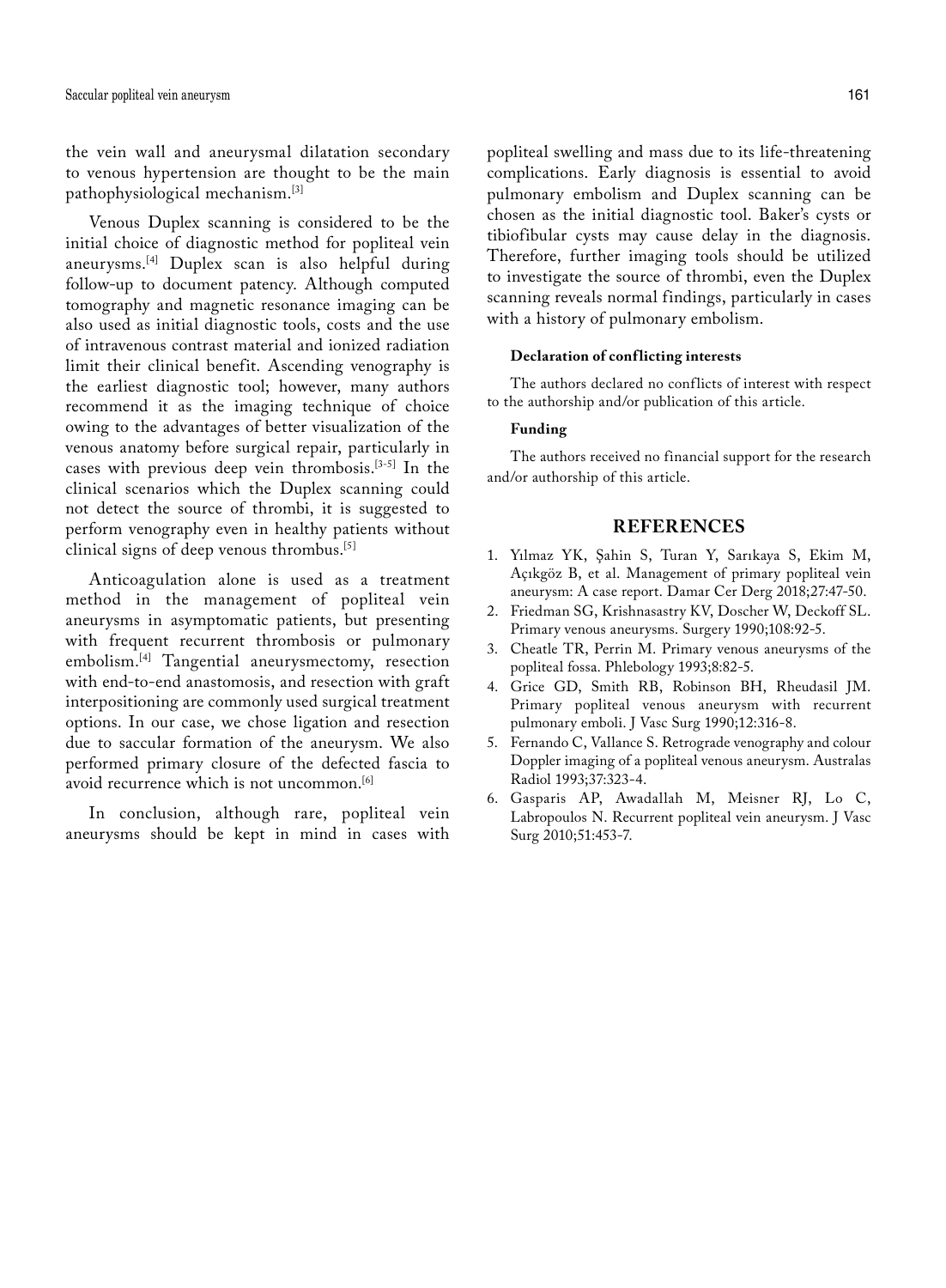the vein wall and aneurysmal dilatation secondary to venous hypertension are thought to be the main pathophysiological mechanism.[3]

Venous Duplex scanning is considered to be the initial choice of diagnostic method for popliteal vein aneurysms.[4] Duplex scan is also helpful during follow-up to document patency. Although computed tomography and magnetic resonance imaging can be also used as initial diagnostic tools, costs and the use of intravenous contrast material and ionized radiation limit their clinical benefit. Ascending venography is the earliest diagnostic tool; however, many authors recommend it as the imaging technique of choice owing to the advantages of better visualization of the venous anatomy before surgical repair, particularly in cases with previous deep vein thrombosis.[3-5] In the clinical scenarios which the Duplex scanning could not detect the source of thrombi, it is suggested to perform venography even in healthy patients without clinical signs of deep venous thrombus.[5]

Anticoagulation alone is used as a treatment method in the management of popliteal vein aneurysms in asymptomatic patients, but presenting with frequent recurrent thrombosis or pulmonary embolism.[4] Tangential aneurysmectomy, resection with end-to-end anastomosis, and resection with graft interpositioning are commonly used surgical treatment options. In our case, we chose ligation and resection due to saccular formation of the aneurysm. We also performed primary closure of the defected fascia to avoid recurrence which is not uncommon.[6]

In conclusion, although rare, popliteal vein aneurysms should be kept in mind in cases with popliteal swelling and mass due to its life-threatening complications. Early diagnosis is essential to avoid pulmonary embolism and Duplex scanning can be chosen as the initial diagnostic tool. Baker's cysts or tibiofibular cysts may cause delay in the diagnosis. Therefore, further imaging tools should be utilized to investigate the source of thrombi, even the Duplex scanning reveals normal findings, particularly in cases with a history of pulmonary embolism.

#### Declaration of conflicting interests

The authors declared no conflicts of interest with respect to the authorship and/or publication of this article.

#### Funding

The authors received no financial support for the research and/or authorship of this article.

## REFERENCES

1. Yılmaz YK, Şahin S, Turan Y, Sarıkaya S, Ekim M, Açıkgöz B, et al. Management of primary popliteal vein aneurysm: A case report. Damar Cer Derg 2018;27:47-50.
2. Friedman SG, Krishnasastry KV, Doscher W, Deckoff SL. Primary venous aneurysms. Surgery 1990;108:92-5.
3. Cheatle TR, Perrin M. Primary venous aneurysms of the popliteal fossa. Phlebology 1993;8:82-5.
4. Grice GD, Smith RB, Robinson BH, Rheudasil JM. Primary popliteal venous aneurysm with recurrent pulmonary emboli. J Vasc Surg 1990;12:316-8.
5. Fernando C, Vallance S. Retrograde venography and colour Doppler imaging of a popliteal venous aneurysm. Australas Radiol 1993;37:323-4.
6. Gasparis AP, Awadallah M, Meisner RJ, Lo C, Labropoulos N. Recurrent popliteal vein aneurysm. J Vasc Surg 2010;51:453-7.